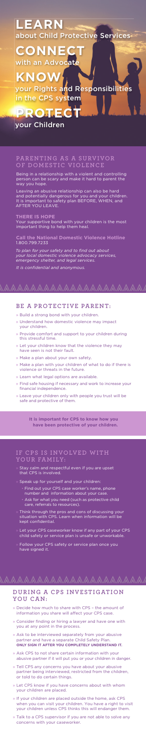# LEARN
about Child Protective Services

# CONNECT
with an Advocate

# KNOW
your Rights and Responsibilities in the CPS system

# PROTECT
your Children

## PARENTING AS A SURVIVOR OF DOMESTIC VIOLENCE

Being in a relationship with a violent and controlling person can be scary and make it hard to parent the way you hope.

Leaving an abusive relationship can also be hard and potentially dangerous for you and your children. It is important to safety plan BEFORE, WHEN, and AFTER YOU LEAVE.

### THERE IS HOPE

Your supportive bond with your children is the most important thing to help them heal.

**Call the National Domestic Violence Hotline**
1.800.799.7233

*To plan for your safety and to find out about your local domestic violence advocacy services, emergency shelter, and legal services.*

*It is confidential and anonymous.*

## BE A PROTECTIVE PARENT:

- Build a strong bond with your children.
- Understand how domestic violence may impact your children.
- Provide comfort and support to your children during this stressful time.
- Let your children know that the violence they may have seen is not their fault.
- Make a plan about your own safety.
- Make a plan with your children of what to do if there is violence or threats in the future.
- Learn what legal options are available.
- Find safe housing if necessary and work to increase your financial independence.
- Leave your children only with people you trust will be safe and protective of them.

**It is important for CPS to know how you have been protective of your children.**

## IF CPS IS INVOLVED WITH YOUR FAMILY:

- Stay calm and respectful even if you are upset that CPS is involved.
- Speak up for yourself and your children:
  - Find out your CPS case worker's name, phone number and information about your case.
  - Ask for what you need (such as protective child care, referrals to resources).
- Think through the pros and cons of discussing your situation with CPS. Learn when information will be kept confidential.
- Let your CPS caseworker know if any part of your CPS child safety or service plan is unsafe or unworkable.
- Follow your CPS safety or service plan once you have signed it.

## DURING A CPS INVESTIGATION YOU CAN:

- Decide how much to share with CPS – the amount of information you share will affect your CPS case.
- Consider finding or hiring a lawyer and have one with you at any point in the process.
- Ask to be interviewed separately from your abusive partner and have a separate Child Safety Plan. **ONLY SIGN IT AFTER YOU COMPLETELY UNDERSTAND IT.**
- Ask CPS to not share certain information with your abusive partner if it will put you or your children in danger.
- Tell CPS any concerns you have about your abusive partner being interviewed, restricted from the children, or told to do certain things.
- Let CPS know if you have concerns about with whom your children are placed.
- If your children are placed outside the home, ask CPS when you can visit your children. You have a right to visit your children unless CPS thinks this will endanger them.
- Talk to a CPS supervisor if you are not able to solve any concerns with your caseworker.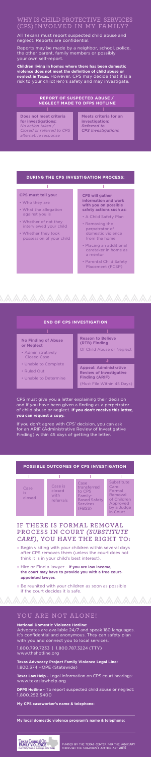## WHY IS CHILD PROTECTIVE SERVICES (CPS) INVOLVED IN MY FAMILY?

All Texans must report suspected child abuse and neglect. Reports are confidential.

Reports may be made by a neighbor, school, police, the other parent, family members or possibly your own self-report.

**Children living in homes where there has been domestic violence does not meet the definition of child abuse or neglect in Texas.** However, CPS may decide that it is a risk to your child(ren)'s safety and they may investigate.

### REPORT OF SUSPECTED ABUSE / NEGLECT MADE TO DFPS HOTLINE

**Does not meet criteria for investigations:**
*No action taken / Closed or referred to CPS alternative response*

**Meets criteria for an investigation:**
*Referred to CPS Investigations*

### DURING THE CPS INVESTIGATION PROCESS:

**CPS must tell you:**

- Who they are
- What the allegation against you is
- Whether of not they interviewed your child
- Whether they took possession of your child

**CPS will gather information and work with you on possible safety actions such as:**

- A Child Safety Plan
- Removing the perpetrator of domestic violence from the home
- Placing an additional caretaker in home as a mentor
- Parental Child Safety Placement (PCSP)

### END OF CPS INVESTIGATION

**No Finding of Abuse or Neglect**

- Administratively Closed Case
- Unable to Complete
- Ruled Out
- Unable to Determine

**Reason to Believe (RTB) Finding**
Of Child Abuse or Neglect

**Appeal: Administrative Review of Investigative Finding (ARIF)**
(Must File Within 45 Days)

CPS must give you a letter explaining their decision and if you have been given a finding as a perpetrator of child abuse or neglect. **If you don't receive this letter, you can request a copy.**

If you don't agree with CPS' decision, you can ask for an ARIF (Administrative Review of Investigative Finding) within 45 days of getting the letter.

### POSSIBLE OUTCOMES OF CPS INVESTIGATION

- Case is closed
- Case is closed with referrals
- Case transferred to CPS Family-Based Safety Services (FBSS)
- Substitute Care: Formal Removal of Children Approved by a Judge in Court

## IF THERE IS FORMAL REMOVAL PROCESS IN COURT *(SUBSTITUTE CARE)*, YOU HAVE THE RIGHT TO:

- Begin visiting with your children within several days after CPS removes them (unless the court does not think it is in your child's best interest).
- Hire or Find a lawyer - **if you are low income, the court may have to provide you with a free court-appointed lawyer.**
- Be reunited with your children as soon as possible if the court decides it is safe.

## YOU ARE NOT ALONE!

**National Domestic Violence Hotline:**
Advocates are available 24/7 and speak 180 languages. It's confidential and anonymous. They can safety plan with you and connect you to local services.

1.800.799.7233 | 1.800.787.3224 (TTY)
www.thehotline.org

**Texas Advocacy Project Family Violence Legal Line:**
1.800.374.HOPE (Statewide)

**Texas Law Help -** Legal Information on CPS court hearings: www.texaslawhelp.org

**DFPS Hotline -** To report suspected child abuse or neglect: 1.800.252.5400

**My CPS caseworker's name & telephone:**

**My local domestic violence program's name & telephone:**

Texas Council On FAMILY VIOLENCE

FUNDED BY THE TEXAS CENTER FOR THE JUDICIARY THROUGH THE CHILDREN'S JUSTICE ACT 2015